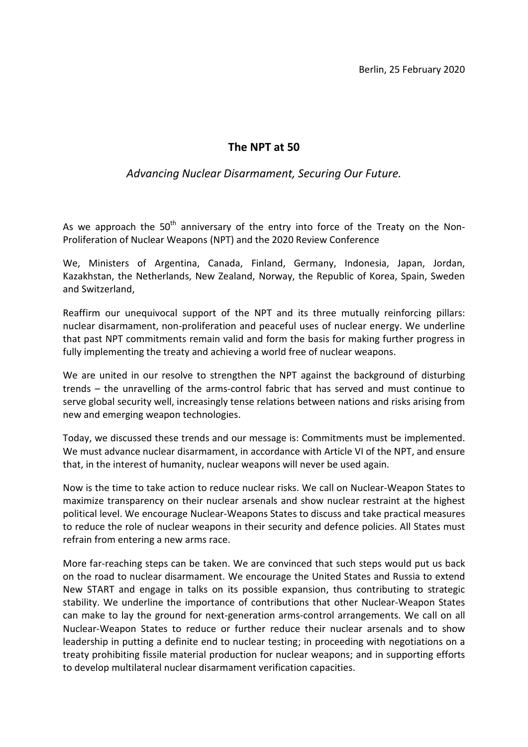Berlin, 25 February 2020

# The NPT at 50

## *Advancing Nuclear Disarmament, Securing Our Future.*

As we approach the 50th anniversary of the entry into force of the Treaty on the Non-Proliferation of Nuclear Weapons (NPT) and the 2020 Review Conference

We, Ministers of Argentina, Canada, Finland, Germany, Indonesia, Japan, Jordan, Kazakhstan, the Netherlands, New Zealand, Norway, the Republic of Korea, Spain, Sweden and Switzerland,

Reaffirm our unequivocal support of the NPT and its three mutually reinforcing pillars: nuclear disarmament, non-proliferation and peaceful uses of nuclear energy. We underline that past NPT commitments remain valid and form the basis for making further progress in fully implementing the treaty and achieving a world free of nuclear weapons.

We are united in our resolve to strengthen the NPT against the background of disturbing trends – the unravelling of the arms-control fabric that has served and must continue to serve global security well, increasingly tense relations between nations and risks arising from new and emerging weapon technologies.

Today, we discussed these trends and our message is: Commitments must be implemented. We must advance nuclear disarmament, in accordance with Article VI of the NPT, and ensure that, in the interest of humanity, nuclear weapons will never be used again.

Now is the time to take action to reduce nuclear risks. We call on Nuclear-Weapon States to maximize transparency on their nuclear arsenals and show nuclear restraint at the highest political level. We encourage Nuclear-Weapons States to discuss and take practical measures to reduce the role of nuclear weapons in their security and defence policies. All States must refrain from entering a new arms race.

More far-reaching steps can be taken. We are convinced that such steps would put us back on the road to nuclear disarmament. We encourage the United States and Russia to extend New START and engage in talks on its possible expansion, thus contributing to strategic stability. We underline the importance of contributions that other Nuclear-Weapon States can make to lay the ground for next-generation arms-control arrangements. We call on all Nuclear-Weapon States to reduce or further reduce their nuclear arsenals and to show leadership in putting a definite end to nuclear testing; in proceeding with negotiations on a treaty prohibiting fissile material production for nuclear weapons; and in supporting efforts to develop multilateral nuclear disarmament verification capacities.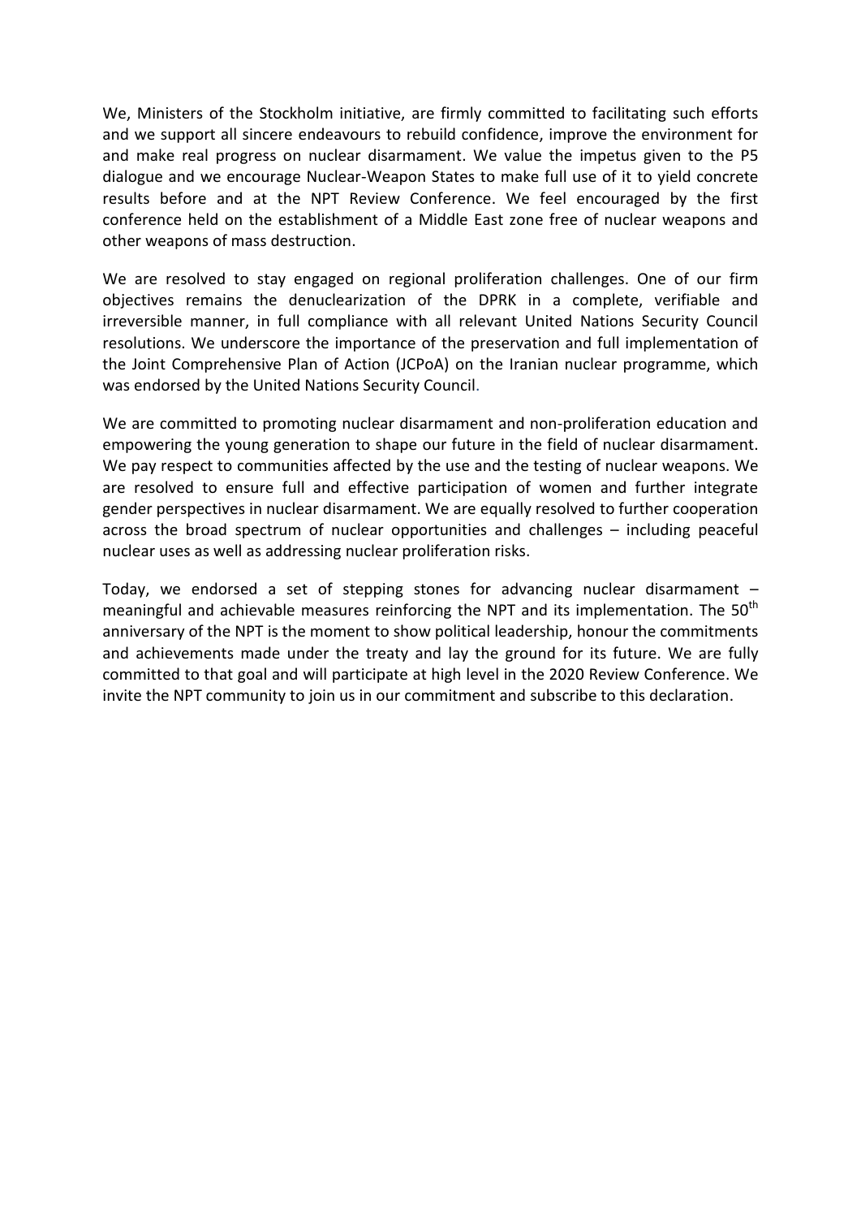We, Ministers of the Stockholm initiative, are firmly committed to facilitating such efforts and we support all sincere endeavours to rebuild confidence, improve the environment for and make real progress on nuclear disarmament. We value the impetus given to the P5 dialogue and we encourage Nuclear-Weapon States to make full use of it to yield concrete results before and at the NPT Review Conference. We feel encouraged by the first conference held on the establishment of a Middle East zone free of nuclear weapons and other weapons of mass destruction.

We are resolved to stay engaged on regional proliferation challenges. One of our firm objectives remains the denuclearization of the DPRK in a complete, verifiable and irreversible manner, in full compliance with all relevant United Nations Security Council resolutions. We underscore the importance of the preservation and full implementation of the Joint Comprehensive Plan of Action (JCPoA) on the Iranian nuclear programme, which was endorsed by the United Nations Security Council.

We are committed to promoting nuclear disarmament and non-proliferation education and empowering the young generation to shape our future in the field of nuclear disarmament. We pay respect to communities affected by the use and the testing of nuclear weapons. We are resolved to ensure full and effective participation of women and further integrate gender perspectives in nuclear disarmament. We are equally resolved to further cooperation across the broad spectrum of nuclear opportunities and challenges – including peaceful nuclear uses as well as addressing nuclear proliferation risks.

Today, we endorsed a set of stepping stones for advancing nuclear disarmament – meaningful and achievable measures reinforcing the NPT and its implementation. The 50th anniversary of the NPT is the moment to show political leadership, honour the commitments and achievements made under the treaty and lay the ground for its future. We are fully committed to that goal and will participate at high level in the 2020 Review Conference. We invite the NPT community to join us in our commitment and subscribe to this declaration.